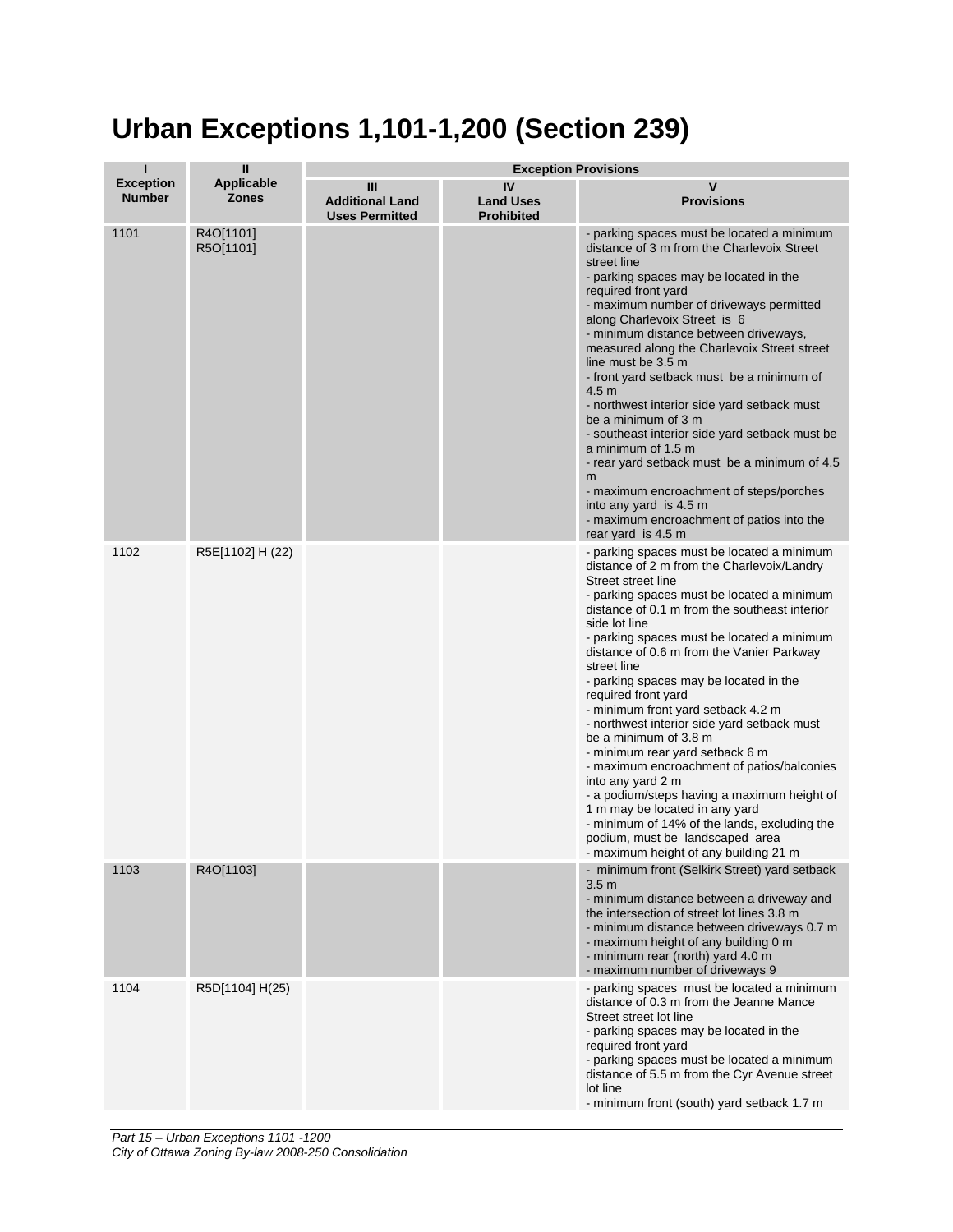# Urban Exceptions 1,101-1,200 (Section 239)

| I<br>Exception Number | II<br>Applicable Zones | Exception Provisions | | |
|---|---|---|---|---|
| | | III<br>Additional Land Uses Permitted | IV<br>Land Uses Prohibited | V<br>Provisions |
| 1101 | R4O[1101]<br>R5O[1101] | | | - parking spaces must be located a minimum distance of 3 m from the Charlevoix Street street line<br>- parking spaces may be located in the required front yard<br>- maximum number of driveways permitted along Charlevoix Street is 6<br>- minimum distance between driveways, measured along the Charlevoix Street street line must be 3.5 m<br>- front yard setback must be a minimum of 4.5 m<br>- northwest interior side yard setback must be a minimum of 3 m<br>- southeast interior side yard setback must be a minimum of 1.5 m<br>- rear yard setback must be a minimum of 4.5 m<br>- maximum encroachment of steps/porches into any yard is 4.5 m<br>- maximum encroachment of patios into the rear yard is 4.5 m |
| 1102 | R5E[1102] H (22) | | | - parking spaces must be located a minimum distance of 2 m from the Charlevoix/Landry Street street line<br>- parking spaces must be located a minimum distance of 0.1 m from the southeast interior side lot line<br>- parking spaces must be located a minimum distance of 0.6 m from the Vanier Parkway street line<br>- parking spaces may be located in the required front yard<br>- minimum front yard setback 4.2 m<br>- northwest interior side yard setback must be a minimum of 3.8 m<br>- minimum rear yard setback 6 m<br>- maximum encroachment of patios/balconies into any yard 2 m<br>- a podium/steps having a maximum height of 1 m may be located in any yard<br>- minimum of 14% of the lands, excluding the podium, must be landscaped area<br>- maximum height of any building 21 m |
| 1103 | R4O[1103] | | | - minimum front (Selkirk Street) yard setback 3.5 m<br>- minimum distance between a driveway and the intersection of street lot lines 3.8 m<br>- minimum distance between driveways 0.7 m<br>- maximum height of any building 0 m<br>- minimum rear (north) yard 4.0 m<br>- maximum number of driveways 9 |
| 1104 | R5D[1104] H(25) | | | - parking spaces must be located a minimum distance of 0.3 m from the Jeanne Mance Street street lot line<br>- parking spaces may be located in the required front yard<br>- parking spaces must be located a minimum distance of 5.5 m from the Cyr Avenue street lot line<br>- minimum front (south) yard setback 1.7 m |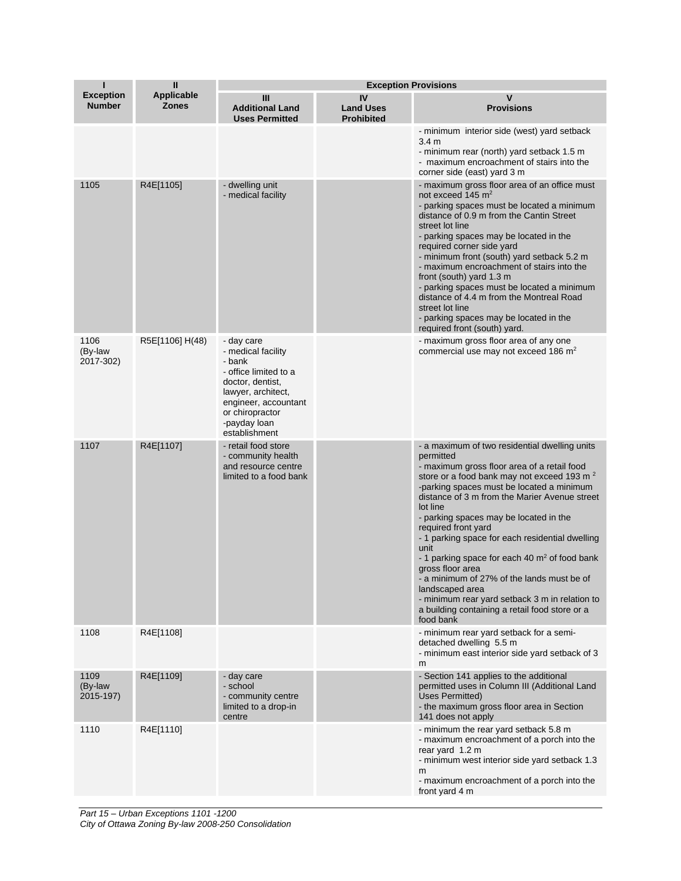| I<br>Exception Number | II<br>Applicable Zones | Exception Provisions<br>III<br>Additional Land Uses Permitted | <br>IV<br>Land Uses Prohibited | <br>V<br>Provisions |
|---|---|---|---|---|
| | | | | - minimum interior side (west) yard setback 3.4 m<br>- minimum rear (north) yard setback 1.5 m<br>- maximum encroachment of stairs into the corner side (east) yard 3 m |
| 1105 | R4E[1105] | - dwelling unit<br>- medical facility | | - maximum gross floor area of an office must not exceed 145 $m^2$<br>- parking spaces must be located a minimum distance of 0.9 m from the Cantin Street street lot line<br>- parking spaces may be located in the required corner side yard<br>- minimum front (south) yard setback 5.2 m<br>- maximum encroachment of stairs into the front (south) yard 1.3 m<br>- parking spaces must be located a minimum distance of 4.4 m from the Montreal Road street lot line<br>- parking spaces may be located in the required front (south) yard. |
| 1106 (By-law 2017-302) | R5E[1106] H(48) | - day care<br>- medical facility<br>- bank<br>- office limited to a doctor, dentist, lawyer, architect, engineer, accountant or chiropractor<br>-payday loan establishment | | - maximum gross floor area of any one commercial use may not exceed 186 $m^2$ |
| 1107 | R4E[1107] | - retail food store<br>- community health and resource centre limited to a food bank | | - a maximum of two residential dwelling units permitted<br>- maximum gross floor area of a retail food store or a food bank may not exceed 193 $m^2$<br>-parking spaces must be located a minimum distance of 3 m from the Marier Avenue street lot line<br>- parking spaces may be located in the required front yard<br>- 1 parking space for each residential dwelling unit<br>- 1 parking space for each 40 $m^2$ of food bank gross floor area<br>- a minimum of 27% of the lands must be of landscaped area<br>- minimum rear yard setback 3 m in relation to a building containing a retail food store or a food bank |
| 1108 | R4E[1108] | | | - minimum rear yard setback for a semi-detached dwelling 5.5 m<br>- minimum east interior side yard setback of 3 m |
| 1109 (By-law 2015-197) | R4E[1109] | - day care<br>- school<br>- community centre limited to a drop-in centre | | - Section 141 applies to the additional permitted uses in Column III (Additional Land Uses Permitted)<br>- the maximum gross floor area in Section 141 does not apply |
| 1110 | R4E[1110] | | | - minimum the rear yard setback 5.8 m<br>- maximum encroachment of a porch into the rear yard 1.2 m<br>- minimum west interior side yard setback 1.3 m<br>- maximum encroachment of a porch into the front yard 4 m |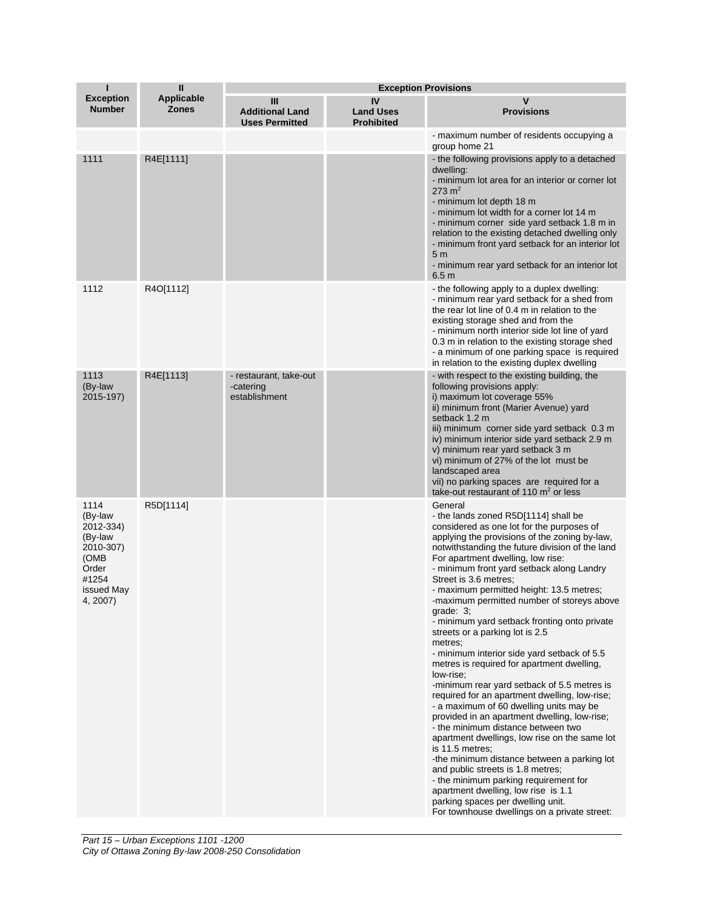| I<br>Exception Number | II<br>Applicable Zones | Exception Provisions | | |
|---|---|---|---|---|
| | | III<br>Additional Land Uses Permitted | IV<br>Land Uses Prohibited | V<br>Provisions |
| | | | | - maximum number of residents occupying a group home 21 |
| 1111 | R4E[1111] | | | - the following provisions apply to a detached dwelling:<br>- minimum lot area for an interior or corner lot 273 m²<br>- minimum lot depth 18 m<br>- minimum lot width for a corner lot 14 m<br>- minimum corner side yard setback 1.8 m in relation to the existing detached dwelling only<br>- minimum front yard setback for an interior lot 5 m<br>- minimum rear yard setback for an interior lot 6.5 m |
| 1112 | R4O[1112] | | | - the following apply to a duplex dwelling:<br>- minimum rear yard setback for a shed from the rear lot line of 0.4 m in relation to the existing storage shed and from the<br>- minimum north interior side lot line of yard 0.3 m in relation to the existing storage shed<br>- a minimum of one parking space is required in relation to the existing duplex dwelling |
| 1113 (By-law 2015-197) | R4E[1113] | - restaurant, take-out -catering establishment | | - with respect to the existing building, the following provisions apply:<br>i) maximum lot coverage 55%<br>ii) minimum front (Marier Avenue) yard setback 1.2 m<br>iii) minimum corner side yard setback 0.3 m<br>iv) minimum interior side yard setback 2.9 m<br>v) minimum rear yard setback 3 m<br>vi) minimum of 27% of the lot must be landscaped area<br>vii) no parking spaces are required for a take-out restaurant of 110 m² or less |
| 1114 (By-law 2012-334) (By-law 2010-307) (OMB Order #1254 issued May 4, 2007) | R5D[1114] | | | General<br>- the lands zoned R5D[1114] shall be considered as one lot for the purposes of applying the provisions of the zoning by-law, notwithstanding the future division of the land<br>For apartment dwelling, low rise:<br>- minimum front yard setback along Landry Street is 3.6 metres;<br>- maximum permitted height: 13.5 metres;<br>-maximum permitted number of storeys above grade: 3;<br>- minimum yard setback fronting onto private streets or a parking lot is 2.5 metres;<br>- minimum interior side yard setback of 5.5 metres is required for apartment dwelling, low-rise;<br>-minimum rear yard setback of 5.5 metres is required for an apartment dwelling, low-rise;<br>- a maximum of 60 dwelling units may be provided in an apartment dwelling, low-rise;<br>- the minimum distance between two apartment dwellings, low rise on the same lot is 11.5 metres;<br>-the minimum distance between a parking lot and public streets is 1.8 metres;<br>- the minimum parking requirement for apartment dwelling, low rise is 1.1 parking spaces per dwelling unit.<br>For townhouse dwellings on a private street: |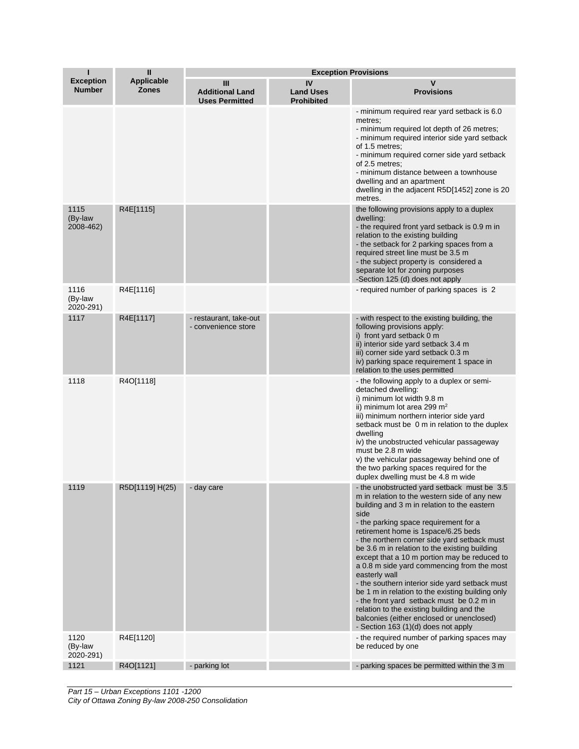| I<br>Exception Number | II<br>Applicable Zones | Exception Provisions | | |
|---|---|---|---|---|
| | | III<br>Additional Land Uses Permitted | IV<br>Land Uses Prohibited | V<br>Provisions |
| | | | | - minimum required rear yard setback is 6.0 metres;<br>- minimum required lot depth of 26 metres;<br>- minimum required interior side yard setback of 1.5 metres;<br>- minimum required corner side yard setback of 2.5 metres;<br>- minimum distance between a townhouse dwelling and an apartment dwelling in the adjacent R5D[1452] zone is 20 metres. |
| 1115 (By-law 2008-462) | R4E[1115] | | | the following provisions apply to a duplex dwelling:<br>- the required front yard setback is 0.9 m in relation to the existing building<br>- the setback for 2 parking spaces from a required street line must be 3.5 m<br>- the subject property is considered a separate lot for zoning purposes<br>-Section 125 (d) does not apply |
| 1116 (By-law 2020-291) | R4E[1116] | | | - required number of parking spaces is 2 |
| 1117 | R4E[1117] | - restaurant, take-out<br>- convenience store | | - with respect to the existing building, the following provisions apply:<br>i) front yard setback 0 m<br>ii) interior side yard setback 3.4 m<br>iii) corner side yard setback 0.3 m<br>iv) parking space requirement 1 space in relation to the uses permitted |
| 1118 | R4O[1118] | | | - the following apply to a duplex or semi-detached dwelling:<br>i) minimum lot width 9.8 m<br>ii) minimum lot area 299 m²<br>iii) minimum northern interior side yard setback must be 0 m in relation to the duplex dwelling<br>iv) the unobstructed vehicular passageway must be 2.8 m wide<br>v) the vehicular passageway behind one of the two parking spaces required for the duplex dwelling must be 4.8 m wide |
| 1119 | R5D[1119] H(25) | - day care | | - the unobstructed yard setback must be 3.5 m in relation to the western side of any new building and 3 m in relation to the eastern side<br>- the parking space requirement for a retirement home is 1space/6.25 beds<br>- the northern corner side yard setback must be 3.6 m in relation to the existing building except that a 10 m portion may be reduced to a 0.8 m side yard commencing from the most easterly wall<br>- the southern interior side yard setback must be 1 m in relation to the existing building only<br>- the front yard setback must be 0.2 m in relation to the existing building and the balconies (either enclosed or unenclosed)<br>- Section 163 (1)(d) does not apply |
| 1120 (By-law 2020-291) | R4E[1120] | | | - the required number of parking spaces may be reduced by one |
| 1121 | R4O[1121] | - parking lot | | - parking spaces be permitted within the 3 m |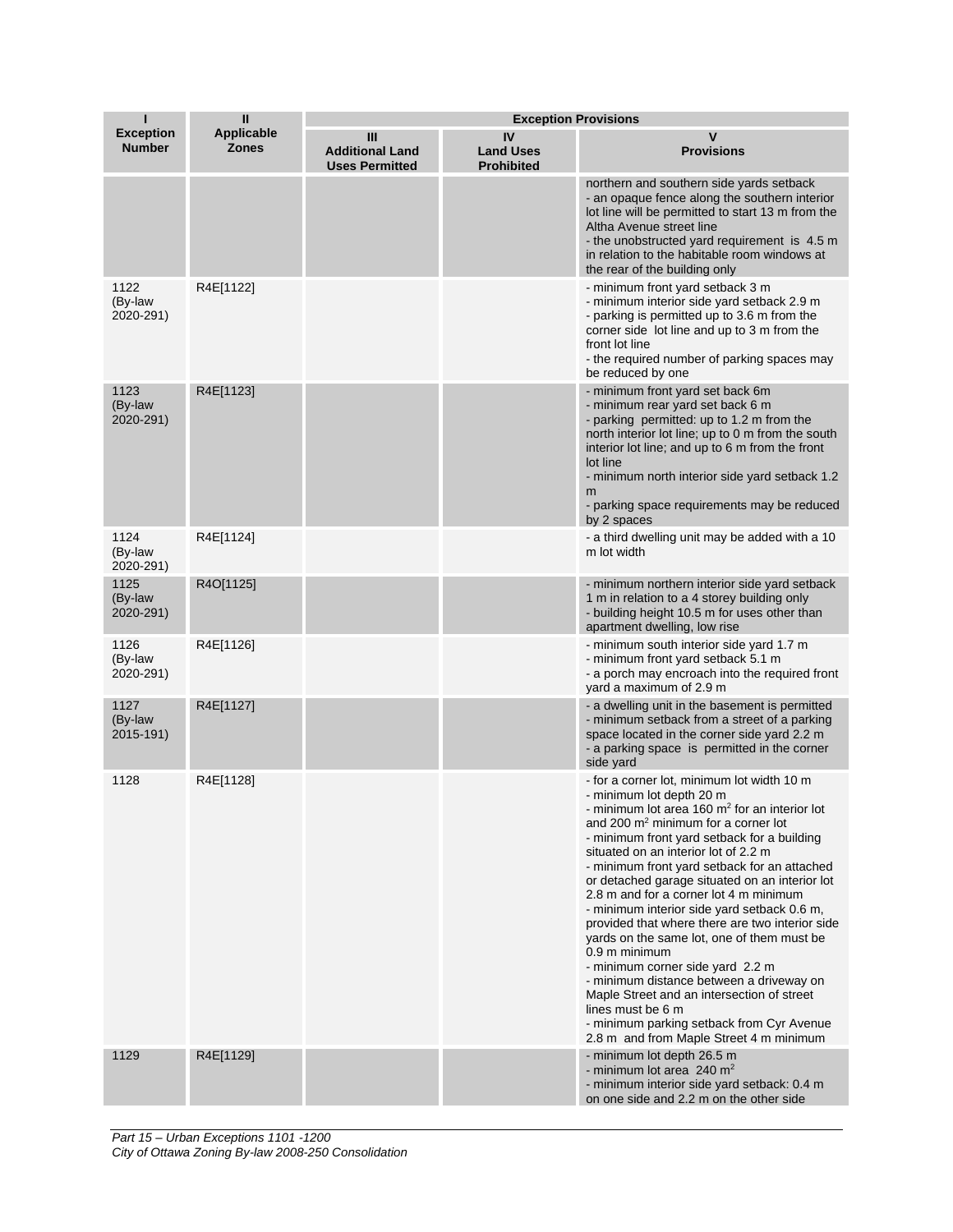| I | II | Exception Provisions | | |
|---|---|---|---|---|
| **Exception Number** | **Applicable Zones** | **III Additional Land Uses Permitted** | **IV Land Uses Prohibited** | **V Provisions** |
| | | | | northern and southern side yards setback<br>- an opaque fence along the southern interior lot line will be permitted to start 13 m from the Altha Avenue street line<br>- the unobstructed yard requirement is 4.5 m in relation to the habitable room windows at the rear of the building only |
| 1122 (By-law 2020-291) | R4E[1122] | | | - minimum front yard setback 3 m<br>- minimum interior side yard setback 2.9 m<br>- parking is permitted up to 3.6 m from the corner side lot line and up to 3 m from the front lot line<br>- the required number of parking spaces may be reduced by one |
| 1123 (By-law 2020-291) | R4E[1123] | | | - minimum front yard set back 6m<br>- minimum rear yard set back 6 m<br>- parking permitted: up to 1.2 m from the north interior lot line; up to 0 m from the south interior lot line; and up to 6 m from the front lot line<br>- minimum north interior side yard setback 1.2 m<br>- parking space requirements may be reduced by 2 spaces |
| 1124 (By-law 2020-291) | R4E[1124] | | | - a third dwelling unit may be added with a 10 m lot width |
| 1125 (By-law 2020-291) | R4O[1125] | | | - minimum northern interior side yard setback 1 m in relation to a 4 storey building only<br>- building height 10.5 m for uses other than apartment dwelling, low rise |
| 1126 (By-law 2020-291) | R4E[1126] | | | - minimum south interior side yard 1.7 m<br>- minimum front yard setback 5.1 m<br>- a porch may encroach into the required front yard a maximum of 2.9 m |
| 1127 (By-law 2015-191) | R4E[1127] | | | - a dwelling unit in the basement is permitted<br>- minimum setback from a street of a parking space located in the corner side yard 2.2 m<br>- a parking space is permitted in the corner side yard |
| 1128 | R4E[1128] | | | - for a corner lot, minimum lot width 10 m<br>- minimum lot depth 20 m<br>- minimum lot area 160 m² for an interior lot and 200 m² minimum for a corner lot<br>- minimum front yard setback for a building situated on an interior lot of 2.2 m<br>- minimum front yard setback for an attached or detached garage situated on an interior lot 2.8 m and for a corner lot 4 m minimum<br>- minimum interior side yard setback 0.6 m, provided that where there are two interior side yards on the same lot, one of them must be 0.9 m minimum<br>- minimum corner side yard 2.2 m<br>- minimum distance between a driveway on Maple Street and an intersection of street lines must be 6 m<br>- minimum parking setback from Cyr Avenue 2.8 m and from Maple Street 4 m minimum |
| 1129 | R4E[1129] | | | - minimum lot depth 26.5 m<br>- minimum lot area 240 m²<br>- minimum interior side yard setback: 0.4 m on one side and 2.2 m on the other side |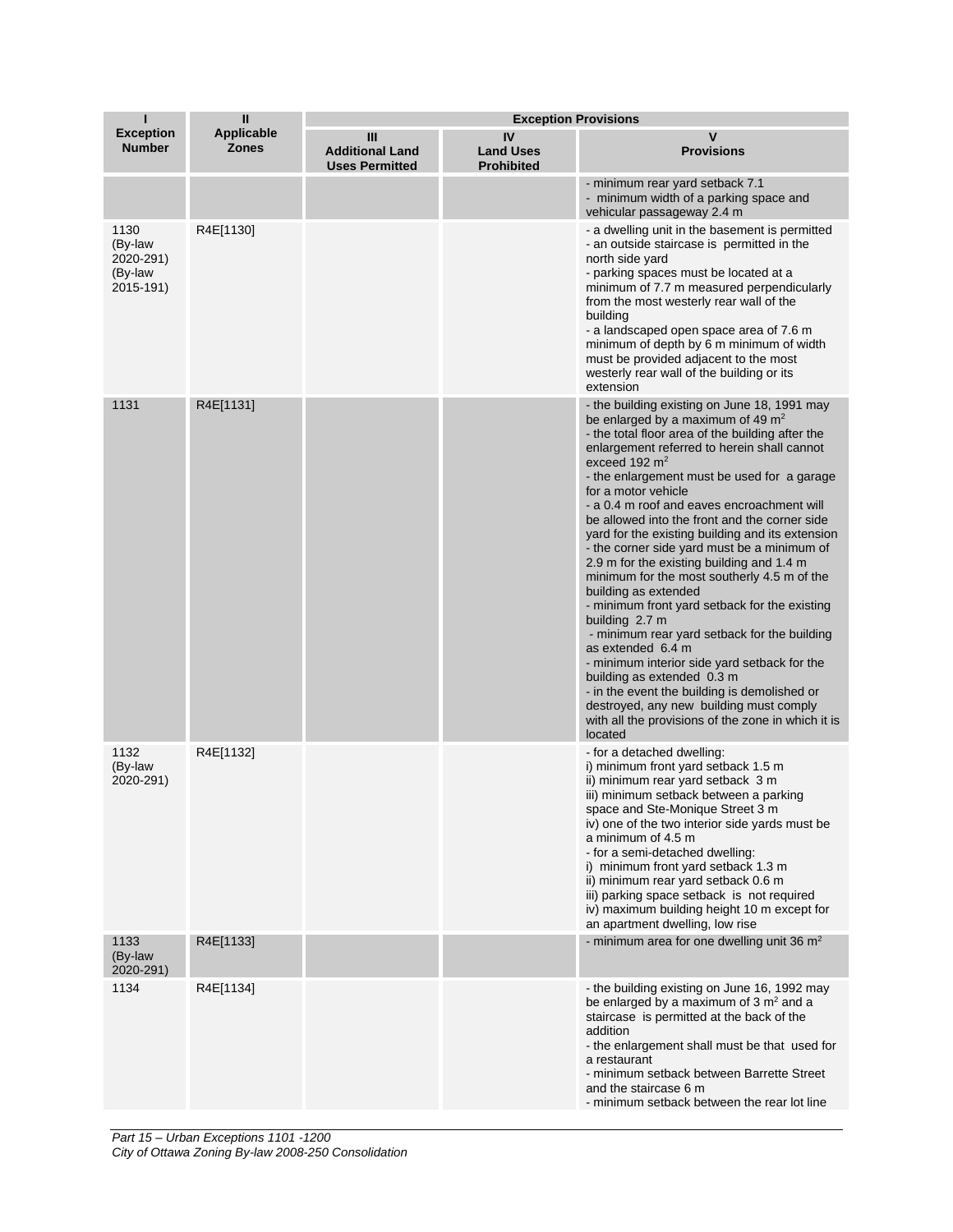| I<br>Exception Number | II<br>Applicable Zones | Exception Provisions | | |
|---|---|---|---|---|
| | | III<br>Additional Land Uses Permitted | IV<br>Land Uses Prohibited | V<br>Provisions |
| | | | | - minimum rear yard setback 7.1<br>- minimum width of a parking space and vehicular passageway 2.4 m |
| 1130<br>(By-law 2020-291)<br>(By-law 2015-191) | R4E[1130] | | | - a dwelling unit in the basement is permitted<br>- an outside staircase is permitted in the north side yard<br>- parking spaces must be located at a minimum of 7.7 m measured perpendicularly from the most westerly rear wall of the building<br>- a landscaped open space area of 7.6 m minimum of depth by 6 m minimum of width must be provided adjacent to the most westerly rear wall of the building or its extension |
| 1131 | R4E[1131] | | | - the building existing on June 18, 1991 may be enlarged by a maximum of 49 m$^2$<br>- the total floor area of the building after the enlargement referred to herein shall cannot exceed 192 m$^2$<br>- the enlargement must be used for a garage for a motor vehicle<br>- a 0.4 m roof and eaves encroachment will be allowed into the front and the corner side yard for the existing building and its extension<br>- the corner side yard must be a minimum of 2.9 m for the existing building and 1.4 m minimum for the most southerly 4.5 m of the building as extended<br>- minimum front yard setback for the existing building 2.7 m<br>- minimum rear yard setback for the building as extended 6.4 m<br>- minimum interior side yard setback for the building as extended 0.3 m<br>- in the event the building is demolished or destroyed, any new building must comply with all the provisions of the zone in which it is located |
| 1132<br>(By-law 2020-291) | R4E[1132] | | | - for a detached dwelling:<br>i) minimum front yard setback 1.5 m<br>ii) minimum rear yard setback 3 m<br>iii) minimum setback between a parking space and Ste-Monique Street 3 m<br>iv) one of the two interior side yards must be a minimum of 4.5 m<br>- for a semi-detached dwelling:<br>i) minimum front yard setback 1.3 m<br>ii) minimum rear yard setback 0.6 m<br>iii) parking space setback is not required<br>iv) maximum building height 10 m except for an apartment dwelling, low rise |
| 1133<br>(By-law 2020-291) | R4E[1133] | | | - minimum area for one dwelling unit 36 m$^2$ |
| 1134 | R4E[1134] | | | - the building existing on June 16, 1992 may be enlarged by a maximum of 3 m$^2$ and a staircase is permitted at the back of the addition<br>- the enlargement shall must be that used for a restaurant<br>- minimum setback between Barrette Street and the staircase 6 m<br>- minimum setback between the rear lot line |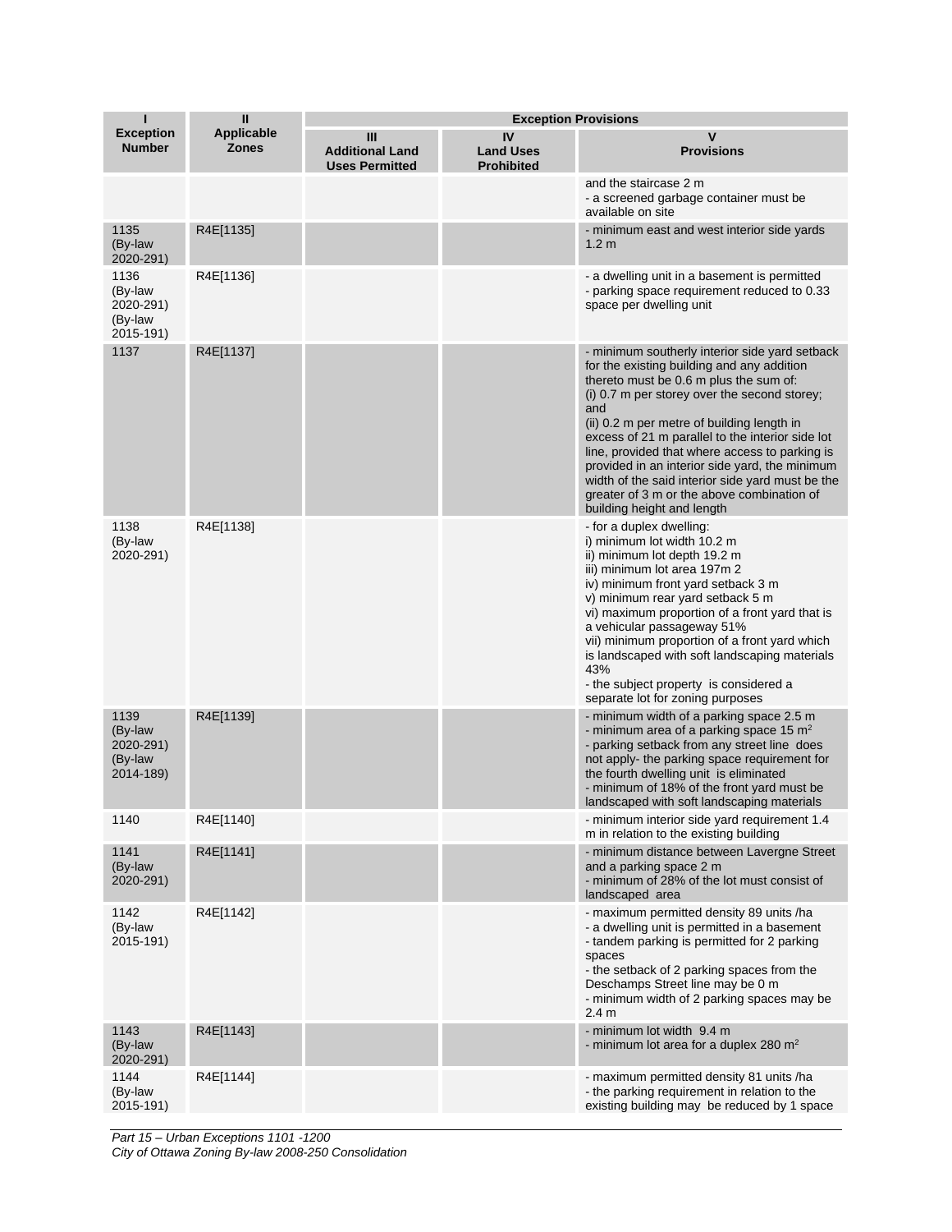| I | II | Exception Provisions | | |
|---|---|---|---|---|
| Exception Number | Applicable Zones | III Additional Land Uses Permitted | IV Land Uses Prohibited | V Provisions |
| | | | | and the staircase 2 m<br>- a screened garbage container must be available on site |
| 1135 (By-law 2020-291) | R4E[1135] | | | - minimum east and west interior side yards 1.2 m |
| 1136 (By-law 2020-291) (By-law 2015-191) | R4E[1136] | | | - a dwelling unit in a basement is permitted<br>- parking space requirement reduced to 0.33 space per dwelling unit |
| 1137 | R4E[1137] | | | - minimum southerly interior side yard setback for the existing building and any addition thereto must be 0.6 m plus the sum of:<br>(i) 0.7 m per storey over the second storey; and<br>(ii) 0.2 m per metre of building length in excess of 21 m parallel to the interior side lot line, provided that where access to parking is provided in an interior side yard, the minimum width of the said interior side yard must be the greater of 3 m or the above combination of building height and length |
| 1138 (By-law 2020-291) | R4E[1138] | | | - for a duplex dwelling:<br>i) minimum lot width 10.2 m<br>ii) minimum lot depth 19.2 m<br>iii) minimum lot area 197m 2<br>iv) minimum front yard setback 3 m<br>v) minimum rear yard setback 5 m<br>vi) maximum proportion of a front yard that is a vehicular passageway 51%<br>vii) minimum proportion of a front yard which is landscaped with soft landscaping materials 43%<br>- the subject property is considered a separate lot for zoning purposes |
| 1139 (By-law 2020-291) (By-law 2014-189) | R4E[1139] | | | - minimum width of a parking space 2.5 m<br>- minimum area of a parking space 15 m²<br>- parking setback from any street line does not apply- the parking space requirement for the fourth dwelling unit is eliminated<br>- minimum of 18% of the front yard must be landscaped with soft landscaping materials |
| 1140 | R4E[1140] | | | - minimum interior side yard requirement 1.4 m in relation to the existing building |
| 1141 (By-law 2020-291) | R4E[1141] | | | - minimum distance between Lavergne Street and a parking space 2 m<br>- minimum of 28% of the lot must consist of landscaped area |
| 1142 (By-law 2015-191) | R4E[1142] | | | - maximum permitted density 89 units /ha<br>- a dwelling unit is permitted in a basement<br>- tandem parking is permitted for 2 parking spaces<br>- the setback of 2 parking spaces from the Deschamps Street line may be 0 m<br>- minimum width of 2 parking spaces may be 2.4 m |
| 1143 (By-law 2020-291) | R4E[1143] | | | - minimum lot width 9.4 m<br>- minimum lot area for a duplex 280 m² |
| 1144 (By-law 2015-191) | R4E[1144] | | | - maximum permitted density 81 units /ha<br>- the parking requirement in relation to the existing building may be reduced by 1 space |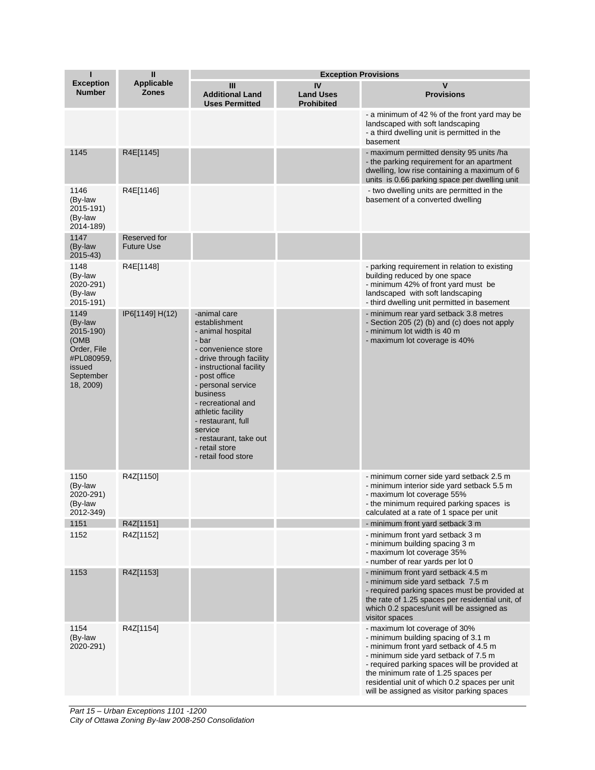| I | II | Exception Provisions | | |
|---|---|---|---|---|
| Exception Number | Applicable Zones | III Additional Land Uses Permitted | IV Land Uses Prohibited | V Provisions |
| | | | | - a minimum of 42 % of the front yard may be landscaped with soft landscaping<br>- a third dwelling unit is permitted in the basement |
| 1145 | R4E[1145] | | | - maximum permitted density 95 units /ha<br>- the parking requirement for an apartment dwelling, low rise containing a maximum of 6 units is 0.66 parking space per dwelling unit |
| 1146 (By-law 2015-191) (By-law 2014-189) | R4E[1146] | | | - two dwelling units are permitted in the basement of a converted dwelling |
| 1147 (By-law 2015-43) | Reserved for Future Use | | | |
| 1148 (By-law 2020-291) (By-law 2015-191) | R4E[1148] | | | - parking requirement in relation to existing building reduced by one space<br>- minimum 42% of front yard must be landscaped with soft landscaping<br>- third dwelling unit permitted in basement |
| 1149 (By-law 2015-190) (OMB Order, File #PL080959, issued September 18, 2009) | IP6[1149] H(12) | -animal care establishment<br>- animal hospital<br>- bar<br>- convenience store<br>- drive through facility<br>- instructional facility<br>- post office<br>- personal service business<br>- recreational and athletic facility<br>- restaurant, full service<br>- restaurant, take out<br>- retail store<br>- retail food store | | - minimum rear yard setback 3.8 metres<br>- Section 205 (2) (b) and (c) does not apply<br>- minimum lot width is 40 m<br>- maximum lot coverage is 40% |
| 1150 (By-law 2020-291) (By-law 2012-349) | R4Z[1150] | | | - minimum corner side yard setback 2.5 m<br>- minimum interior side yard setback 5.5 m<br>- maximum lot coverage 55%<br>- the minimum required parking spaces is calculated at a rate of 1 space per unit |
| 1151 | R4Z[1151] | | | - minimum front yard setback 3 m |
| 1152 | R4Z[1152] | | | - minimum front yard setback 3 m<br>- minimum building spacing 3 m<br>- maximum lot coverage 35%<br>- number of rear yards per lot 0 |
| 1153 | R4Z[1153] | | | - minimum front yard setback 4.5 m<br>- minimum side yard setback 7.5 m<br>- required parking spaces must be provided at the rate of 1.25 spaces per residential unit, of which 0.2 spaces/unit will be assigned as visitor spaces |
| 1154 (By-law 2020-291) | R4Z[1154] | | | - maximum lot coverage of 30%<br>- minimum building spacing of 3.1 m<br>- minimum front yard setback of 4.5 m<br>- minimum side yard setback of 7.5 m<br>- required parking spaces will be provided at the minimum rate of 1.25 spaces per residential unit of which 0.2 spaces per unit will be assigned as visitor parking spaces |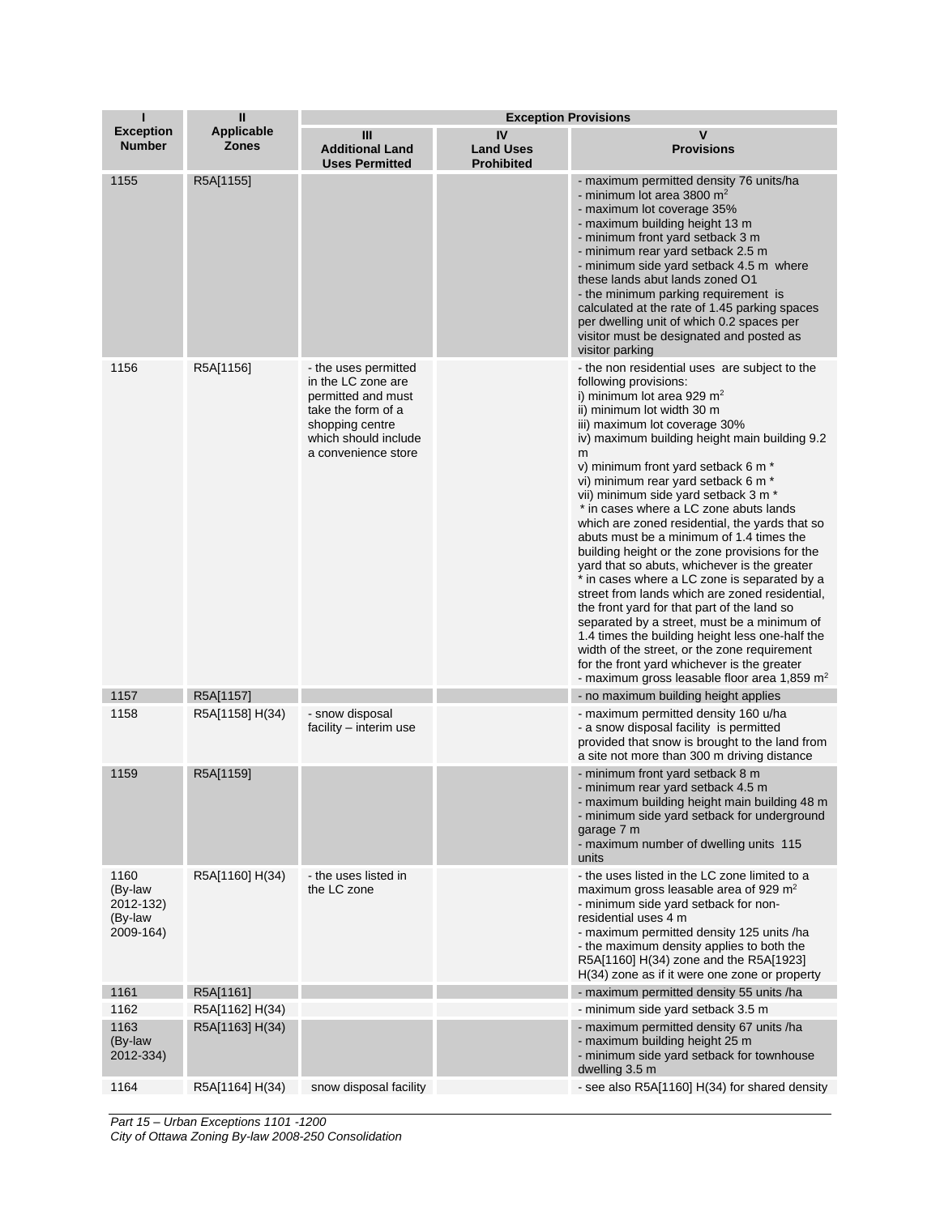| I<br>Exception Number | II<br>Applicable Zones | Exception Provisions<br>III<br>Additional Land Uses Permitted | <br>IV<br>Land Uses Prohibited | <br>V<br>Provisions |
|---|---|---|---|---|
| 1155 | R5A[1155] | | | - maximum permitted density 76 units/ha<br>- minimum lot area 3800 m$^2$<br>- maximum lot coverage 35%<br>- maximum building height 13 m<br>- minimum front yard setback 3 m<br>- minimum rear yard setback 2.5 m<br>- minimum side yard setback 4.5 m where these lands abut lands zoned O1<br>- the minimum parking requirement is calculated at the rate of 1.45 parking spaces per dwelling unit of which 0.2 spaces per visitor must be designated and posted as visitor parking |
| 1156 | R5A[1156] | - the uses permitted in the LC zone are permitted and must take the form of a shopping centre which should include a convenience store | | - the non residential uses are subject to the following provisions:<br>i) minimum lot area 929 m$^2$<br>ii) minimum lot width 30 m<br>iii) maximum lot coverage 30%<br>iv) maximum building height main building 9.2 m<br>v) minimum front yard setback 6 m *<br>vi) minimum rear yard setback 6 m *<br>vii) minimum side yard setback 3 m *<br>* in cases where a LC zone abuts lands which are zoned residential, the yards that so abuts must be a minimum of 1.4 times the building height or the zone provisions for the yard that so abuts, whichever is the greater<br>* in cases where a LC zone is separated by a street from lands which are zoned residential, the front yard for that part of the land so separated by a street, must be a minimum of 1.4 times the building height less one-half the width of the street, or the zone requirement for the front yard whichever is the greater<br>- maximum gross leasable floor area 1,859 m$^2$ |
| 1157 | R5A[1157] | | | - no maximum building height applies |
| 1158 | R5A[1158] H(34) | - snow disposal facility – interim use | | - maximum permitted density 160 u/ha<br>- a snow disposal facility is permitted provided that snow is brought to the land from a site not more than 300 m driving distance |
| 1159 | R5A[1159] | | | - minimum front yard setback 8 m<br>- minimum rear yard setback 4.5 m<br>- maximum building height main building 48 m<br>- minimum side yard setback for underground garage 7 m<br>- maximum number of dwelling units 115 units |
| 1160 (By-law 2012-132) (By-law 2009-164) | R5A[1160] H(34) | - the uses listed in the LC zone | | - the uses listed in the LC zone limited to a maximum gross leasable area of 929 m$^2$<br>- minimum side yard setback for non-residential uses 4 m<br>- maximum permitted density 125 units /ha<br>- the maximum density applies to both the R5A[1160] H(34) zone and the R5A[1923] H(34) zone as if it were one zone or property |
| 1161 | R5A[1161] | | | - maximum permitted density 55 units /ha |
| 1162 | R5A[1162] H(34) | | | - minimum side yard setback 3.5 m |
| 1163 (By-law 2012-334) | R5A[1163] H(34) | | | - maximum permitted density 67 units /ha<br>- maximum building height 25 m<br>- minimum side yard setback for townhouse dwelling 3.5 m |
| 1164 | R5A[1164] H(34) | snow disposal facility | | - see also R5A[1160] H(34) for shared density |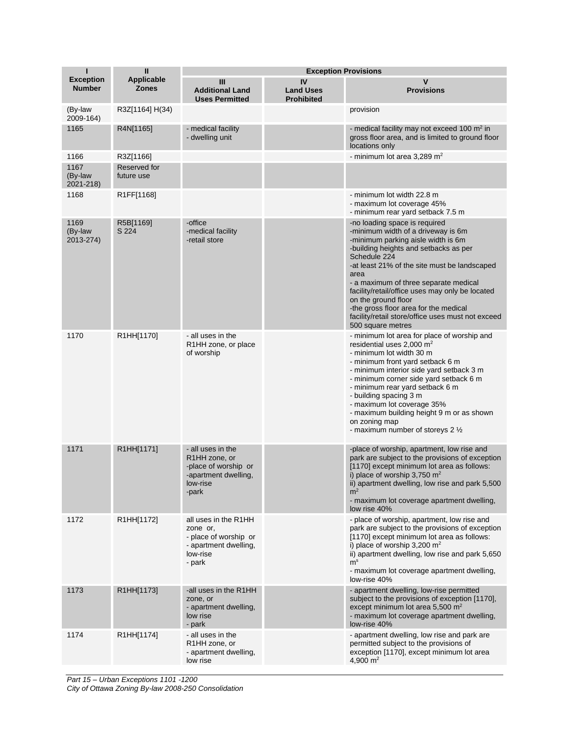| I Exception Number | II Applicable Zones | Exception Provisions | | |
|---|---|---|---|---|
| | | III Additional Land Uses Permitted | IV Land Uses Prohibited | V Provisions |
| (By-law 2009-164) | R3Z[1164] H(34) | | | provision |
| 1165 | R4N[1165] | - medical facility<br>- dwelling unit | | - medical facility may not exceed 100 m² in gross floor area, and is limited to ground floor locations only |
| 1166 | R3Z[1166] | | | - minimum lot area 3,289 m² |
| 1167 (By-law 2021-218) | Reserved for future use | | | |
| 1168 | R1FF[1168] | | | - minimum lot width 22.8 m<br>- maximum lot coverage 45%<br>- minimum rear yard setback 7.5 m |
| 1169 (By-law 2013-274) | R5B[1169] S 224 | -office<br>-medical facility<br>-retail store | | -no loading space is required<br>-minimum width of a driveway is 6m<br>-minimum parking aisle width is 6m<br>-building heights and setbacks as per Schedule 224<br>-at least 21% of the site must be landscaped area<br>- a maximum of three separate medical facility/retail/office uses may only be located on the ground floor<br>-the gross floor area for the medical facility/retail store/office uses must not exceed 500 square metres |
| 1170 | R1HH[1170] | - all uses in the R1HH zone, or place of worship | | - minimum lot area for place of worship and residential uses 2,000 m²<br>- minimum lot width 30 m<br>- minimum front yard setback 6 m<br>- minimum interior side yard setback 3 m<br>- minimum corner side yard setback 6 m<br>- minimum rear yard setback 6 m<br>- building spacing 3 m<br>- maximum lot coverage 35%<br>- maximum building height 9 m or as shown on zoning map<br>- maximum number of storeys 2 ½ |
| 1171 | R1HH[1171] | - all uses in the R1HH zone, or<br>-place of worship or<br>-apartment dwelling, low-rise<br>-park | | -place of worship, apartment, low rise and park are subject to the provisions of exception [1170] except minimum lot area as follows:<br>i) place of worship 3,750 m²<br>ii) apartment dwelling, low rise and park 5,500 m²<br>- maximum lot coverage apartment dwelling, low rise 40% |
| 1172 | R1HH[1172] | all uses in the R1HH zone or,<br>- place of worship or<br>- apartment dwelling, low-rise<br>- park | | - place of worship, apartment, low rise and park are subject to the provisions of exception [1170] except minimum lot area as follows:<br>i) place of worship 3,200 m²<br>ii) apartment dwelling, low rise and park 5,650 mˢ<br>- maximum lot coverage apartment dwelling, low-rise 40% |
| 1173 | R1HH[1173] | -all uses in the R1HH zone, or<br>- apartment dwelling, low rise<br>- park | | - apartment dwelling, low-rise permitted subject to the provisions of exception [1170], except minimum lot area 5,500 m²<br>- maximum lot coverage apartment dwelling, low-rise 40% |
| 1174 | R1HH[1174] | - all uses in the R1HH zone, or<br>- apartment dwelling, low rise | | - apartment dwelling, low rise and park are permitted subject to the provisions of exception [1170], except minimum lot area 4,900 m² |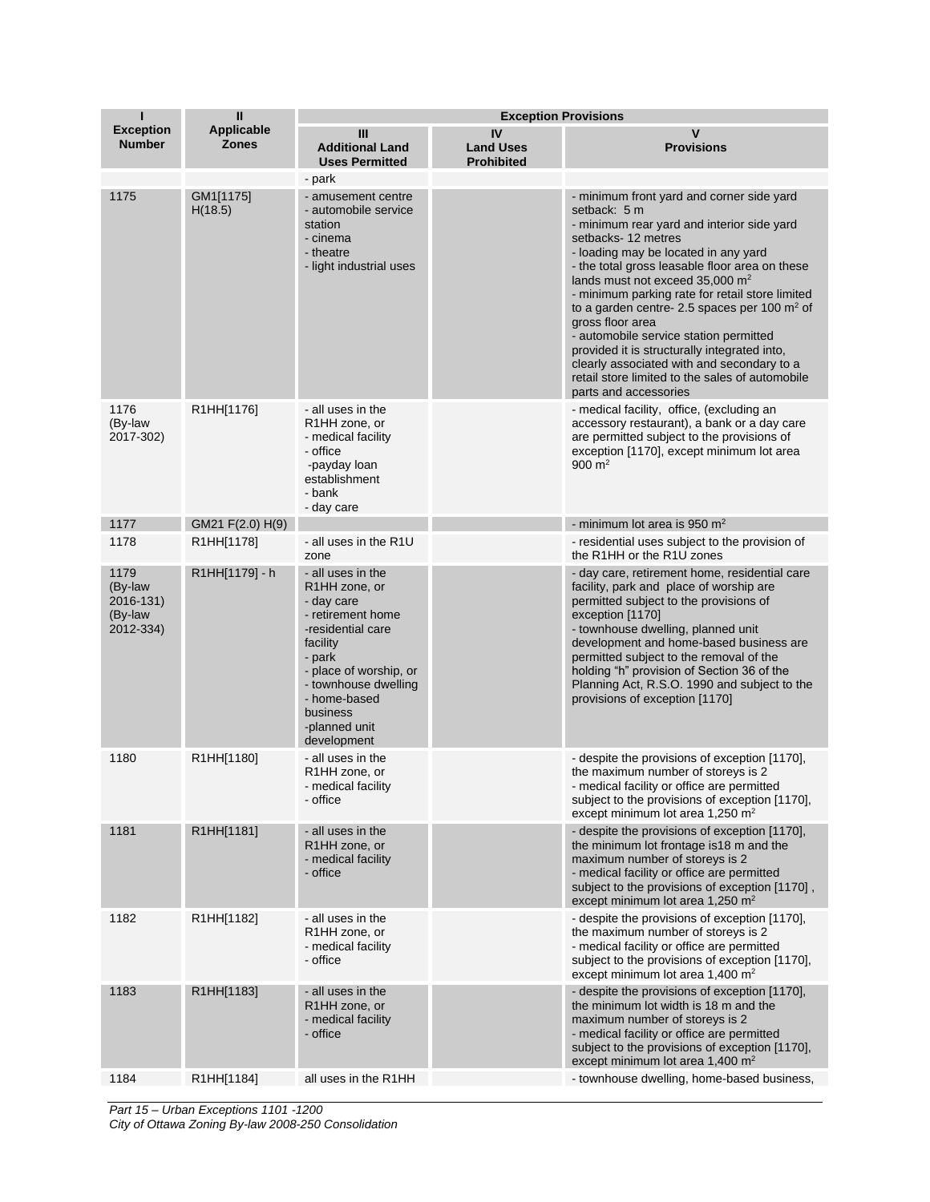| I<br>Exception Number | II<br>Applicable Zones | Exception Provisions | | |
|---|---|---|---|---|
| | | III<br>Additional Land Uses Permitted | IV<br>Land Uses Prohibited | V<br>Provisions |
| | | - park | | |
| 1175 | GM1[1175] H(18.5) | - amusement centre<br>- automobile service station<br>- cinema<br>- theatre<br>- light industrial uses | | - minimum front yard and corner side yard setback: 5 m<br>- minimum rear yard and interior side yard setbacks- 12 metres<br>- loading may be located in any yard<br>- the total gross leasable floor area on these lands must not exceed 35,000 $m^2$<br>- minimum parking rate for retail store limited to a garden centre- 2.5 spaces per 100 $m^2$ of gross floor area<br>- automobile service station permitted provided it is structurally integrated into, clearly associated with and secondary to a retail store limited to the sales of automobile parts and accessories |
| 1176 (By-law 2017-302) | R1HH[1176] | - all uses in the R1HH zone, or<br>- medical facility<br>- office<br>-payday loan establishment<br>- bank<br>- day care | | - medical facility, office, (excluding an accessory restaurant), a bank or a day care are permitted subject to the provisions of exception [1170], except minimum lot area 900 $m^2$ |
| 1177 | GM21 F(2.0) H(9) | | | - minimum lot area is 950 $m^2$ |
| 1178 | R1HH[1178] | - all uses in the R1U zone | | - residential uses subject to the provision of the R1HH or the R1U zones |
| 1179 (By-law 2016-131) (By-law 2012-334) | R1HH[1179] - h | - all uses in the R1HH zone, or<br>- day care<br>- retirement home<br>-residential care facility<br>- park<br>- place of worship, or<br>- townhouse dwelling<br>- home-based business<br>-planned unit development | | - day care, retirement home, residential care facility, park and place of worship are permitted subject to the provisions of exception [1170]<br>- townhouse dwelling, planned unit development and home-based business are permitted subject to the removal of the holding "h" provision of Section 36 of the Planning Act, R.S.O. 1990 and subject to the provisions of exception [1170] |
| 1180 | R1HH[1180] | - all uses in the R1HH zone, or<br>- medical facility<br>- office | | - despite the provisions of exception [1170], the maximum number of storeys is 2<br>- medical facility or office are permitted subject to the provisions of exception [1170], except minimum lot area 1,250 $m^2$ |
| 1181 | R1HH[1181] | - all uses in the R1HH zone, or<br>- medical facility<br>- office | | - despite the provisions of exception [1170], the minimum lot frontage is18 m and the maximum number of storeys is 2<br>- medical facility or office are permitted subject to the provisions of exception [1170] , except minimum lot area 1,250 $m^2$ |
| 1182 | R1HH[1182] | - all uses in the R1HH zone, or<br>- medical facility<br>- office | | - despite the provisions of exception [1170], the maximum number of storeys is 2<br>- medical facility or office are permitted subject to the provisions of exception [1170], except minimum lot area 1,400 $m^2$ |
| 1183 | R1HH[1183] | - all uses in the R1HH zone, or<br>- medical facility<br>- office | | - despite the provisions of exception [1170], the minimum lot width is 18 m and the maximum number of storeys is 2<br>- medical facility or office are permitted subject to the provisions of exception [1170], except minimum lot area 1,400 $m^2$ |
| 1184 | R1HH[1184] | all uses in the R1HH | | - townhouse dwelling, home-based business, |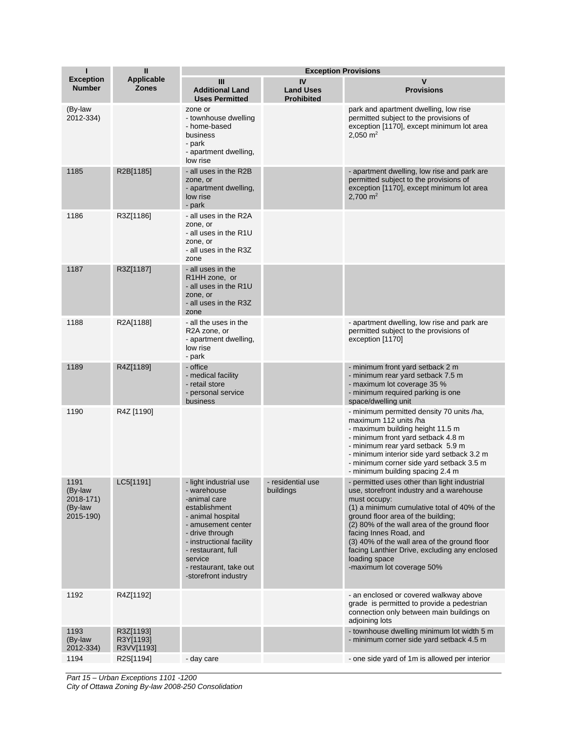| I | II | Exception Provisions | | |
|---|---|---|---|---|
| **Exception Number** | **Applicable Zones** | **III Additional Land Uses Permitted** | **IV Land Uses Prohibited** | **V Provisions** |
| (By-law 2012-334) | | zone or<br>- townhouse dwelling<br>- home-based business<br>- park<br>- apartment dwelling, low rise | | park and apartment dwelling, low rise permitted subject to the provisions of exception [1170], except minimum lot area 2,050 m² |
| 1185 | R2B[1185] | - all uses in the R2B zone, or<br>- apartment dwelling, low rise<br>- park | | - apartment dwelling, low rise and park are permitted subject to the provisions of exception [1170], except minimum lot area 2,700 m² |
| 1186 | R3Z[1186] | - all uses in the R2A zone, or<br>- all uses in the R1U zone, or<br>- all uses in the R3Z zone | | |
| 1187 | R3Z[1187] | - all uses in the R1HH zone, or<br>- all uses in the R1U zone, or<br>- all uses in the R3Z zone | | |
| 1188 | R2A[1188] | - all the uses in the R2A zone, or<br>- apartment dwelling, low rise<br>- park | | - apartment dwelling, low rise and park are permitted subject to the provisions of exception [1170] |
| 1189 | R4Z[1189] | - office<br>- medical facility<br>- retail store<br>- personal service business | | - minimum front yard setback 2 m<br>- minimum rear yard setback 7.5 m<br>- maximum lot coverage 35 %<br>- minimum required parking is one space/dwelling unit |
| 1190 | R4Z [1190] | | | - minimum permitted density 70 units /ha, maximum 112 units /ha<br>- maximum building height 11.5 m<br>- minimum front yard setback 4.8 m<br>- minimum rear yard setback 5.9 m<br>- minimum interior side yard setback 3.2 m<br>- minimum corner side yard setback 3.5 m<br>- minimum building spacing 2.4 m |
| 1191 (By-law 2018-171) (By-law 2015-190) | LC5[1191] | - light industrial use<br>- warehouse<br>-animal care establishment<br>- animal hospital<br>- amusement center<br>- drive through<br>- instructional facility<br>- restaurant, full service<br>- restaurant, take out<br>-storefront industry | - residential use buildings | - permitted uses other than light industrial use, storefront industry and a warehouse must occupy:<br>(1) a minimum cumulative total of 40% of the ground floor area of the building;<br>(2) 80% of the wall area of the ground floor facing Innes Road, and<br>(3) 40% of the wall area of the ground floor facing Lanthier Drive, excluding any enclosed loading space<br>-maximum lot coverage 50% |
| 1192 | R4Z[1192] | | | - an enclosed or covered walkway above grade is permitted to provide a pedestrian connection only between main buildings on adjoining lots |
| 1193 (By-law 2012-334) | R3Z[1193]<br>R3Y[1193]<br>R3VV[1193] | | | - townhouse dwelling minimum lot width 5 m<br>- minimum corner side yard setback 4.5 m |
| 1194 | R2S[1194] | - day care | | - one side yard of 1m is allowed per interior |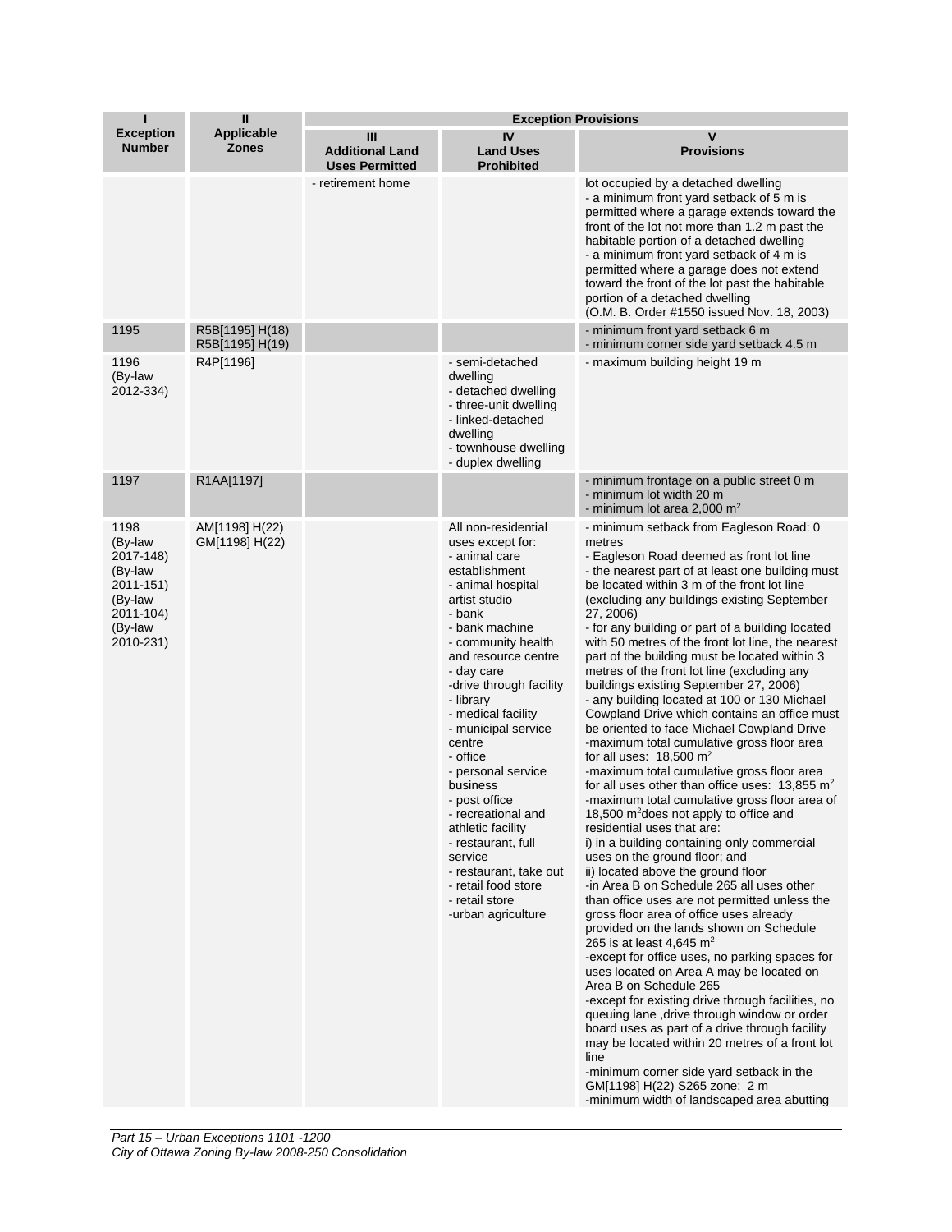| I<br>Exception Number | II<br>Applicable Zones | Exception Provisions | | |
|---|---|---|---|---|
| | | III<br>Additional Land Uses Permitted | IV<br>Land Uses Prohibited | V<br>Provisions |
| | | - retirement home | | lot occupied by a detached dwelling<br>- a minimum front yard setback of 5 m is permitted where a garage extends toward the front of the lot not more than 1.2 m past the habitable portion of a detached dwelling<br>- a minimum front yard setback of 4 m is permitted where a garage does not extend toward the front of the lot past the habitable portion of a detached dwelling<br>(O.M. B. Order #1550 issued Nov. 18, 2003) |
| 1195 | R5B[1195] H(18)<br>R5B[1195] H(19) | | | - minimum front yard setback 6 m<br>- minimum corner side yard setback 4.5 m |
| 1196<br>(By-law 2012-334) | R4P[1196] | | - semi-detached dwelling<br>- detached dwelling<br>- three-unit dwelling<br>- linked-detached dwelling<br>- townhouse dwelling<br>- duplex dwelling | - maximum building height 19 m |
| 1197 | R1AA[1197] | | | - minimum frontage on a public street 0 m<br>- minimum lot width 20 m<br>- minimum lot area 2,000 m² |
| 1198<br>(By-law 2017-148)<br>(By-law 2011-151)<br>(By-law 2011-104)<br>(By-law 2010-231) | AM[1198] H(22)<br>GM[1198] H(22) | | All non-residential uses except for:<br>- animal care establishment<br>- animal hospital artist studio<br>- bank<br>- bank machine<br>- community health and resource centre<br>- day care<br>-drive through facility<br>- library<br>- medical facility<br>- municipal service centre<br>- office<br>- personal service business<br>- post office<br>- recreational and athletic facility<br>- restaurant, full service<br>- restaurant, take out<br>- retail food store<br>- retail store<br>-urban agriculture | - minimum setback from Eagleson Road: 0 metres<br>- Eagleson Road deemed as front lot line<br>- the nearest part of at least one building must be located within 3 m of the front lot line (excluding any buildings existing September 27, 2006)<br>- for any building or part of a building located with 50 metres of the front lot line, the nearest part of the building must be located within 3 metres of the front lot line (excluding any buildings existing September 27, 2006)<br>- any building located at 100 or 130 Michael Cowpland Drive which contains an office must be oriented to face Michael Cowpland Drive<br>-maximum total cumulative gross floor area for all uses: 18,500 m²<br>-maximum total cumulative gross floor area for all uses other than office uses: 13,855 m²<br>-maximum total cumulative gross floor area of 18,500 m² does not apply to office and residential uses that are:<br>i) in a building containing only commercial uses on the ground floor; and<br>ii) located above the ground floor<br>-in Area B on Schedule 265 all uses other than office uses are not permitted unless the gross floor area of office uses already provided on the lands shown on Schedule 265 is at least 4,645 m²<br>-except for office uses, no parking spaces for uses located on Area A may be located on Area B on Schedule 265<br>-except for existing drive through facilities, no queuing lane ,drive through window or order board uses as part of a drive through facility may be located within 20 metres of a front lot line<br>-minimum corner side yard setback in the GM[1198] H(22) S265 zone: 2 m<br>-minimum width of landscaped area abutting |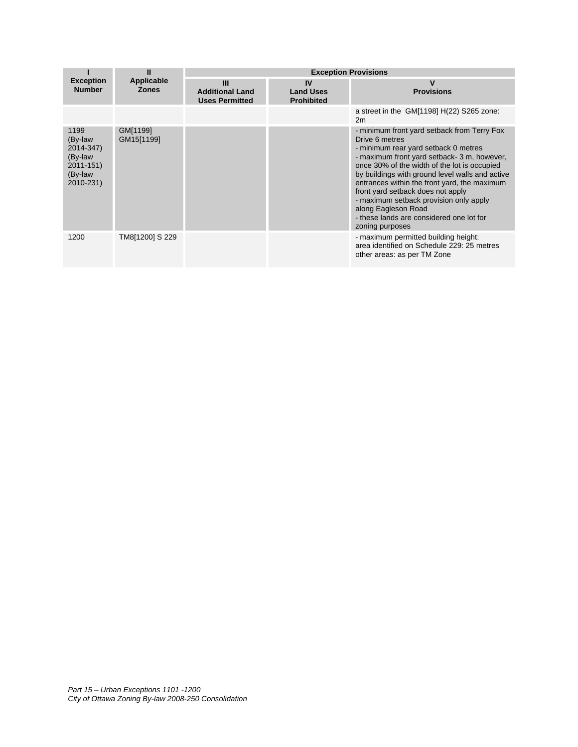| I<br>Exception Number | II<br>Applicable Zones | Exception Provisions | | |
|---|---|---|---|---|
| | | III<br>Additional Land Uses Permitted | IV<br>Land Uses Prohibited | V<br>Provisions |
| | | | | a street in the GM[1198] H(22) S265 zone: 2m |
| 1199 (By-law 2014-347) (By-law 2011-151) (By-law 2010-231) | GM[1199] GM15[1199] | | | - minimum front yard setback from Terry Fox Drive 6 metres<br>- minimum rear yard setback 0 metres<br>- maximum front yard setback- 3 m, however, once 30% of the width of the lot is occupied by buildings with ground level walls and active entrances within the front yard, the maximum front yard setback does not apply<br>- maximum setback provision only apply along Eagleson Road<br>- these lands are considered one lot for zoning purposes |
| 1200 | TM8[1200] S 229 | | | - maximum permitted building height:<br>area identified on Schedule 229: 25 metres<br>other areas: as per TM Zone |